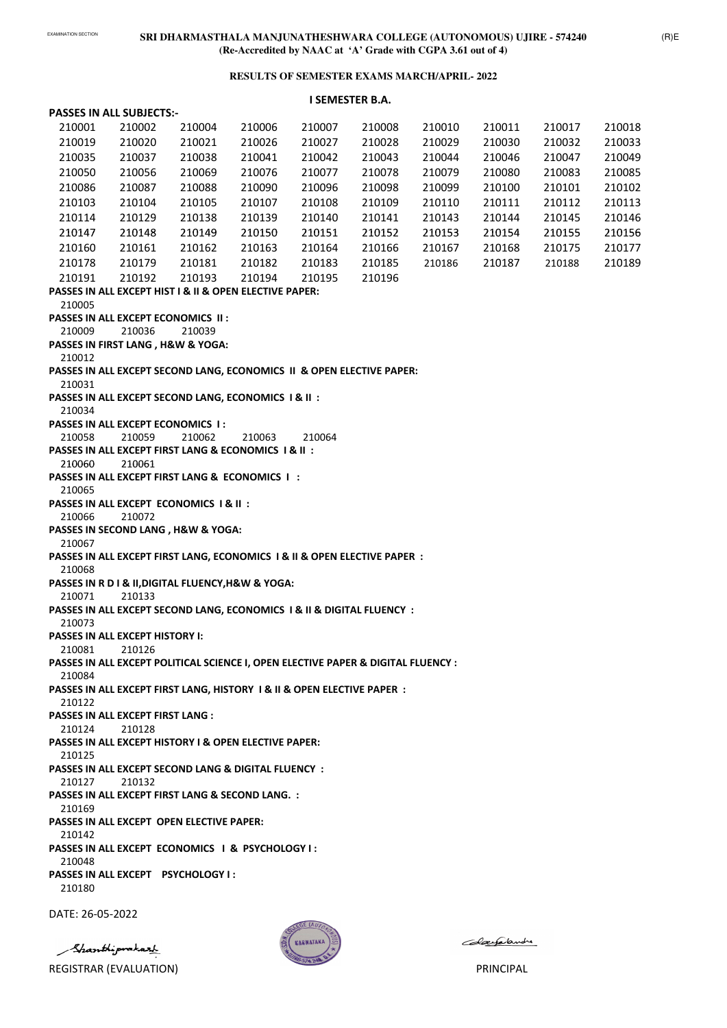EXAMINATION SECTION

**SRI DHARMASTHALA MANJUNATHESHWARA COLLEGE (AUTONOMOUS) UJIRE - 574240**
**(Re-Accredited by NAAC at 'A' Grade with CGPA 3.61 out of 4)**

(R)E

**RESULTS OF SEMESTER EXAMS MARCH/APRIL- 2022**

## I SEMESTER B.A.

**PASSES IN ALL SUBJECTS:-**

| | | | | | | | | | |
|---|---|---|---|---|---|---|---|---|---|
| 210001 | 210002 | 210004 | 210006 | 210007 | 210008 | 210010 | 210011 | 210017 | 210018 |
| 210019 | 210020 | 210021 | 210026 | 210027 | 210028 | 210029 | 210030 | 210032 | 210033 |
| 210035 | 210037 | 210038 | 210041 | 210042 | 210043 | 210044 | 210046 | 210047 | 210049 |
| 210050 | 210056 | 210069 | 210076 | 210077 | 210078 | 210079 | 210080 | 210083 | 210085 |
| 210086 | 210087 | 210088 | 210090 | 210096 | 210098 | 210099 | 210100 | 210101 | 210102 |
| 210103 | 210104 | 210105 | 210107 | 210108 | 210109 | 210110 | 210111 | 210112 | 210113 |
| 210114 | 210129 | 210138 | 210139 | 210140 | 210141 | 210143 | 210144 | 210145 | 210146 |
| 210147 | 210148 | 210149 | 210150 | 210151 | 210152 | 210153 | 210154 | 210155 | 210156 |
| 210160 | 210161 | 210162 | 210163 | 210164 | 210166 | 210167 | 210168 | 210175 | 210177 |
| 210178 | 210179 | 210181 | 210182 | 210183 | 210185 | 210186 | 210187 | 210188 | 210189 |
| 210191 | 210192 | 210193 | 210194 | 210195 | 210196 | | | | |

**PASSES IN ALL EXCEPT HIST I & II & OPEN ELECTIVE PAPER:**
210005

**PASSES IN ALL EXCEPT ECONOMICS II :**
210009 210036 210039

**PASSES IN FIRST LANG , H&W & YOGA:**
210012

**PASSES IN ALL EXCEPT SECOND LANG, ECONOMICS II & OPEN ELECTIVE PAPER:**
210031

**PASSES IN ALL EXCEPT SECOND LANG, ECONOMICS I & II :**
210034

**PASSES IN ALL EXCEPT ECONOMICS I :**
210058 210059 210062 210063 210064

**PASSES IN ALL EXCEPT FIRST LANG & ECONOMICS I & II :**
210060 210061

**PASSES IN ALL EXCEPT FIRST LANG & ECONOMICS I :**
210065

**PASSES IN ALL EXCEPT ECONOMICS I & II :**
210066 210072

**PASSES IN SECOND LANG , H&W & YOGA:**
210067

**PASSES IN ALL EXCEPT FIRST LANG, ECONOMICS I & II & OPEN ELECTIVE PAPER :**
210068

**PASSES IN R D I & II,DIGITAL FLUENCY,H&W & YOGA:**
210071 210133

**PASSES IN ALL EXCEPT SECOND LANG, ECONOMICS I & II & DIGITAL FLUENCY :**
210073

**PASSES IN ALL EXCEPT HISTORY I:**
210081 210126

**PASSES IN ALL EXCEPT POLITICAL SCIENCE I, OPEN ELECTIVE PAPER & DIGITAL FLUENCY :**
210084

**PASSES IN ALL EXCEPT FIRST LANG, HISTORY I & II & OPEN ELECTIVE PAPER :**
210122

**PASSES IN ALL EXCEPT FIRST LANG :**
210124 210128

**PASSES IN ALL EXCEPT HISTORY I & OPEN ELECTIVE PAPER:**
210125

**PASSES IN ALL EXCEPT SECOND LANG & DIGITAL FLUENCY :**
210127 210132

**PASSES IN ALL EXCEPT FIRST LANG & SECOND LANG. :**
210169

**PASSES IN ALL EXCEPT OPEN ELECTIVE PAPER:**
210142

**PASSES IN ALL EXCEPT ECONOMICS I & PSYCHOLOGY I :**
210048

**PASSES IN ALL EXCEPT PSYCHOLOGY I :**
210180

DATE: 26-05-2022

REGISTRAR (EVALUATION) PRINCIPAL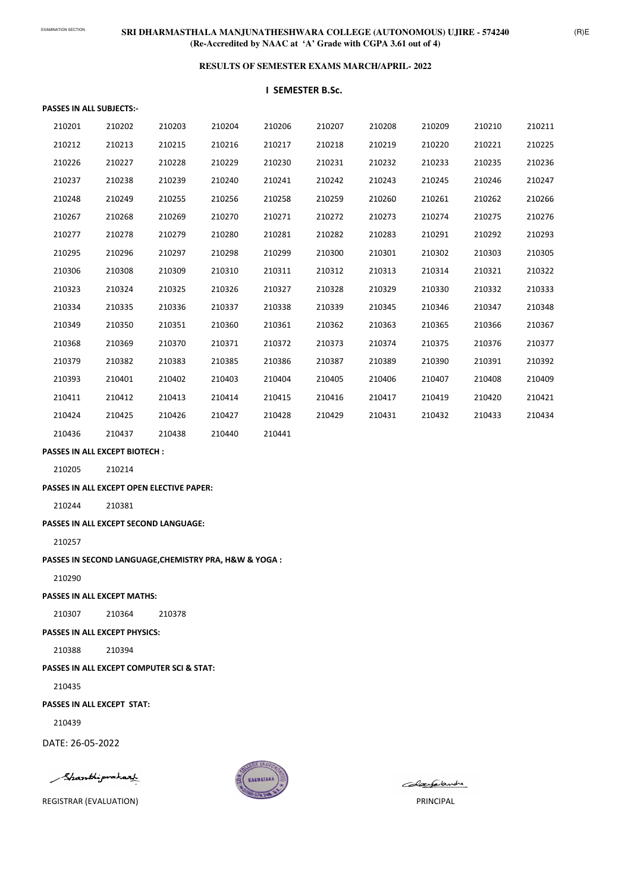EXAMINATION SECTION

**SRI DHARMASTHALA MANJUNATHESHWARA COLLEGE (AUTONOMOUS) UJIRE - 574240**
**(Re-Accredited by NAAC at 'A' Grade with CGPA 3.61 out of 4)**

(R)E

**RESULTS OF SEMESTER EXAMS MARCH/APRIL- 2022**

**I SEMESTER B.Sc.**

**PASSES IN ALL SUBJECTS:-**

| | | | | | | | | | |
|---|---|---|---|---|---|---|---|---|---|
| 210201 | 210202 | 210203 | 210204 | 210206 | 210207 | 210208 | 210209 | 210210 | 210211 |
| 210212 | 210213 | 210215 | 210216 | 210217 | 210218 | 210219 | 210220 | 210221 | 210225 |
| 210226 | 210227 | 210228 | 210229 | 210230 | 210231 | 210232 | 210233 | 210235 | 210236 |
| 210237 | 210238 | 210239 | 210240 | 210241 | 210242 | 210243 | 210245 | 210246 | 210247 |
| 210248 | 210249 | 210255 | 210256 | 210258 | 210259 | 210260 | 210261 | 210262 | 210266 |
| 210267 | 210268 | 210269 | 210270 | 210271 | 210272 | 210273 | 210274 | 210275 | 210276 |
| 210277 | 210278 | 210279 | 210280 | 210281 | 210282 | 210283 | 210291 | 210292 | 210293 |
| 210295 | 210296 | 210297 | 210298 | 210299 | 210300 | 210301 | 210302 | 210303 | 210305 |
| 210306 | 210308 | 210309 | 210310 | 210311 | 210312 | 210313 | 210314 | 210321 | 210322 |
| 210323 | 210324 | 210325 | 210326 | 210327 | 210328 | 210329 | 210330 | 210332 | 210333 |
| 210334 | 210335 | 210336 | 210337 | 210338 | 210339 | 210345 | 210346 | 210347 | 210348 |
| 210349 | 210350 | 210351 | 210360 | 210361 | 210362 | 210363 | 210365 | 210366 | 210367 |
| 210368 | 210369 | 210370 | 210371 | 210372 | 210373 | 210374 | 210375 | 210376 | 210377 |
| 210379 | 210382 | 210383 | 210385 | 210386 | 210387 | 210389 | 210390 | 210391 | 210392 |
| 210393 | 210401 | 210402 | 210403 | 210404 | 210405 | 210406 | 210407 | 210408 | 210409 |
| 210411 | 210412 | 210413 | 210414 | 210415 | 210416 | 210417 | 210419 | 210420 | 210421 |
| 210424 | 210425 | 210426 | 210427 | 210428 | 210429 | 210431 | 210432 | 210433 | 210434 |
| 210436 | 210437 | 210438 | 210440 | 210441 | | | | | |

**PASSES IN ALL EXCEPT BIOTECH :**

210205 210214

**PASSES IN ALL EXCEPT OPEN ELECTIVE PAPER:**

210244 210381

**PASSES IN ALL EXCEPT SECOND LANGUAGE:**

210257

**PASSES IN SECOND LANGUAGE,CHEMISTRY PRA, H&W & YOGA :**

210290

**PASSES IN ALL EXCEPT MATHS:**

210307 210364 210378

**PASSES IN ALL EXCEPT PHYSICS:**

210388 210394

**PASSES IN ALL EXCEPT COMPUTER SCI & STAT:**

210435

**PASSES IN ALL EXCEPT STAT:**

210439

DATE: 26-05-2022

Shanthiprakash

REGISTRAR (EVALUATION)

PRINCIPAL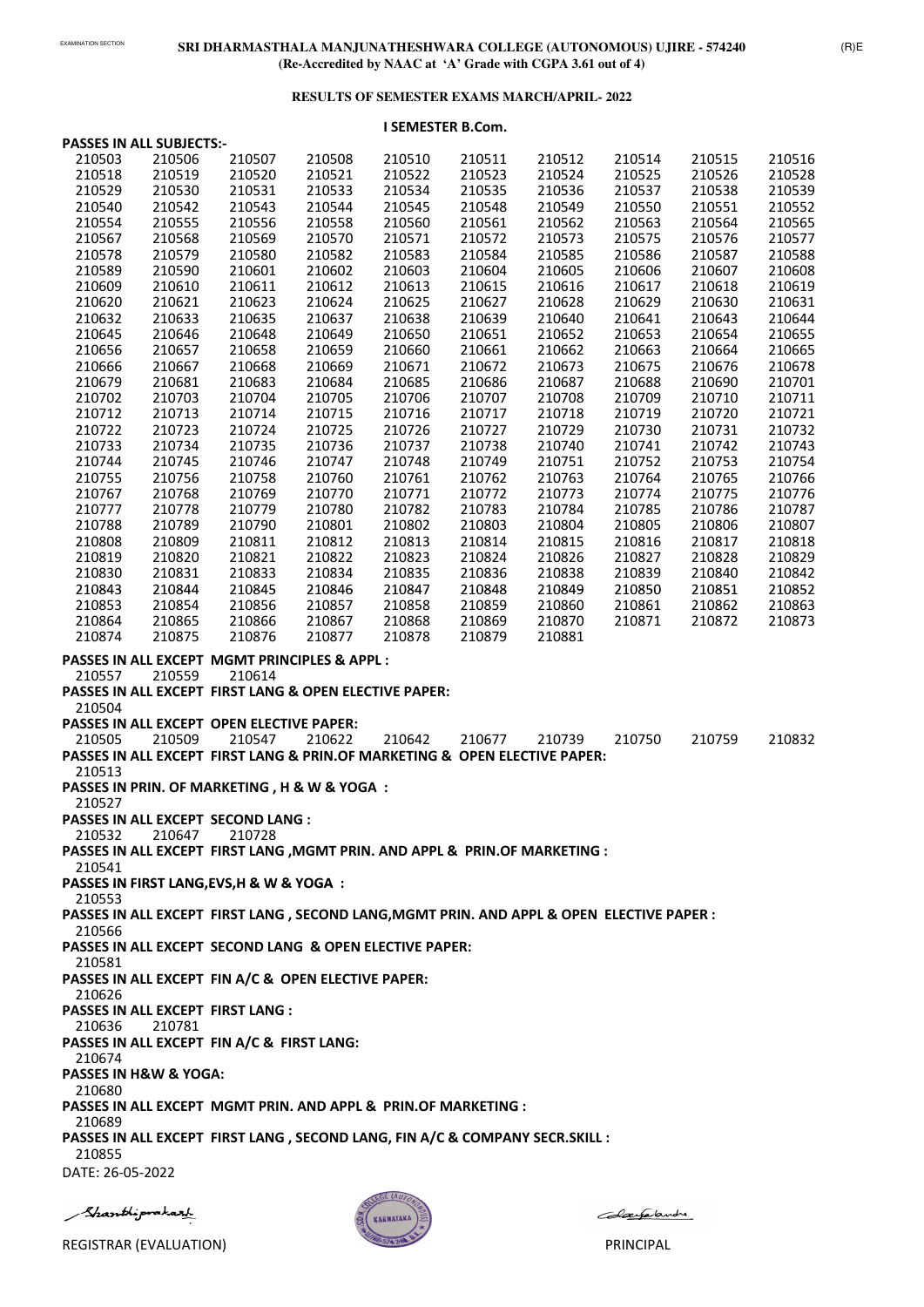**SRI DHARMASTHALA MANJUNATHESHWARA COLLEGE (AUTONOMOUS) UJIRE - 574240**
**(Re-Accredited by NAAC at 'A' Grade with CGPA 3.61 out of 4)**

**RESULTS OF SEMESTER EXAMS MARCH/APRIL- 2022**

**I SEMESTER B.Com.**

**PASSES IN ALL SUBJECTS:-**

| | | | | | | | | | |
|---|---|---|---|---|---|---|---|---|---|
| 210503 | 210506 | 210507 | 210508 | 210510 | 210511 | 210512 | 210514 | 210515 | 210516 |
| 210518 | 210519 | 210520 | 210521 | 210522 | 210523 | 210524 | 210525 | 210526 | 210528 |
| 210529 | 210530 | 210531 | 210533 | 210534 | 210535 | 210536 | 210537 | 210538 | 210539 |
| 210540 | 210542 | 210543 | 210544 | 210545 | 210548 | 210549 | 210550 | 210551 | 210552 |
| 210554 | 210555 | 210556 | 210558 | 210560 | 210561 | 210562 | 210563 | 210564 | 210565 |
| 210567 | 210568 | 210569 | 210570 | 210571 | 210572 | 210573 | 210575 | 210576 | 210577 |
| 210578 | 210579 | 210580 | 210582 | 210583 | 210584 | 210585 | 210586 | 210587 | 210588 |
| 210589 | 210590 | 210601 | 210602 | 210603 | 210604 | 210605 | 210606 | 210607 | 210608 |
| 210609 | 210610 | 210611 | 210612 | 210613 | 210615 | 210616 | 210617 | 210618 | 210619 |
| 210620 | 210621 | 210623 | 210624 | 210625 | 210627 | 210628 | 210629 | 210630 | 210631 |
| 210632 | 210633 | 210635 | 210637 | 210638 | 210639 | 210640 | 210641 | 210643 | 210644 |
| 210645 | 210646 | 210648 | 210649 | 210650 | 210651 | 210652 | 210653 | 210654 | 210655 |
| 210656 | 210657 | 210658 | 210659 | 210660 | 210661 | 210662 | 210663 | 210664 | 210665 |
| 210666 | 210667 | 210668 | 210669 | 210671 | 210672 | 210673 | 210675 | 210676 | 210678 |
| 210679 | 210681 | 210683 | 210684 | 210685 | 210686 | 210687 | 210688 | 210690 | 210701 |
| 210702 | 210703 | 210704 | 210705 | 210706 | 210707 | 210708 | 210709 | 210710 | 210711 |
| 210712 | 210713 | 210714 | 210715 | 210716 | 210717 | 210718 | 210719 | 210720 | 210721 |
| 210722 | 210723 | 210724 | 210725 | 210726 | 210727 | 210729 | 210730 | 210731 | 210732 |
| 210733 | 210734 | 210735 | 210736 | 210737 | 210738 | 210740 | 210741 | 210742 | 210743 |
| 210744 | 210745 | 210746 | 210747 | 210748 | 210749 | 210751 | 210752 | 210753 | 210754 |
| 210755 | 210756 | 210758 | 210760 | 210761 | 210762 | 210763 | 210764 | 210765 | 210766 |
| 210767 | 210768 | 210769 | 210770 | 210771 | 210772 | 210773 | 210774 | 210775 | 210776 |
| 210777 | 210778 | 210779 | 210780 | 210782 | 210783 | 210784 | 210785 | 210786 | 210787 |
| 210788 | 210789 | 210790 | 210801 | 210802 | 210803 | 210804 | 210805 | 210806 | 210807 |
| 210808 | 210809 | 210811 | 210812 | 210813 | 210814 | 210815 | 210816 | 210817 | 210818 |
| 210819 | 210820 | 210821 | 210822 | 210823 | 210824 | 210826 | 210827 | 210828 | 210829 |
| 210830 | 210831 | 210833 | 210834 | 210835 | 210836 | 210838 | 210839 | 210840 | 210842 |
| 210843 | 210844 | 210845 | 210846 | 210847 | 210848 | 210849 | 210850 | 210851 | 210852 |
| 210853 | 210854 | 210856 | 210857 | 210858 | 210859 | 210860 | 210861 | 210862 | 210863 |
| 210864 | 210865 | 210866 | 210867 | 210868 | 210869 | 210870 | 210871 | 210872 | 210873 |
| 210874 | 210875 | 210876 | 210877 | 210878 | 210879 | 210881 | | | |

**PASSES IN ALL EXCEPT MGMT PRINCIPLES & APPL :**

210557 210559 210614

**PASSES IN ALL EXCEPT FIRST LANG & OPEN ELECTIVE PAPER:**

210504

**PASSES IN ALL EXCEPT OPEN ELECTIVE PAPER:**

210505 210509 210547 210622 210642 210677 210739 210750 210759 210832

**PASSES IN ALL EXCEPT FIRST LANG & PRIN.OF MARKETING & OPEN ELECTIVE PAPER:**

210513

**PASSES IN PRIN. OF MARKETING , H & W & YOGA :**

210527

**PASSES IN ALL EXCEPT SECOND LANG :**

210532 210647 210728

**PASSES IN ALL EXCEPT FIRST LANG ,MGMT PRIN. AND APPL & PRIN.OF MARKETING :**

210541

**PASSES IN FIRST LANG,EVS,H & W & YOGA :**

210553

**PASSES IN ALL EXCEPT FIRST LANG , SECOND LANG,MGMT PRIN. AND APPL & OPEN ELECTIVE PAPER :**

210566

**PASSES IN ALL EXCEPT SECOND LANG & OPEN ELECTIVE PAPER:**

210581

**PASSES IN ALL EXCEPT FIN A/C & OPEN ELECTIVE PAPER:**

210626

**PASSES IN ALL EXCEPT FIRST LANG :**

210636 210781

**PASSES IN ALL EXCEPT FIN A/C & FIRST LANG:**

210674

**PASSES IN H&W & YOGA:**

210680

**PASSES IN ALL EXCEPT MGMT PRIN. AND APPL & PRIN.OF MARKETING :**

210689

**PASSES IN ALL EXCEPT FIRST LANG , SECOND LANG, FIN A/C & COMPANY SECR.SKILL :**

210855

DATE: 26-05-2022

REGISTRAR (EVALUATION)

PRINCIPAL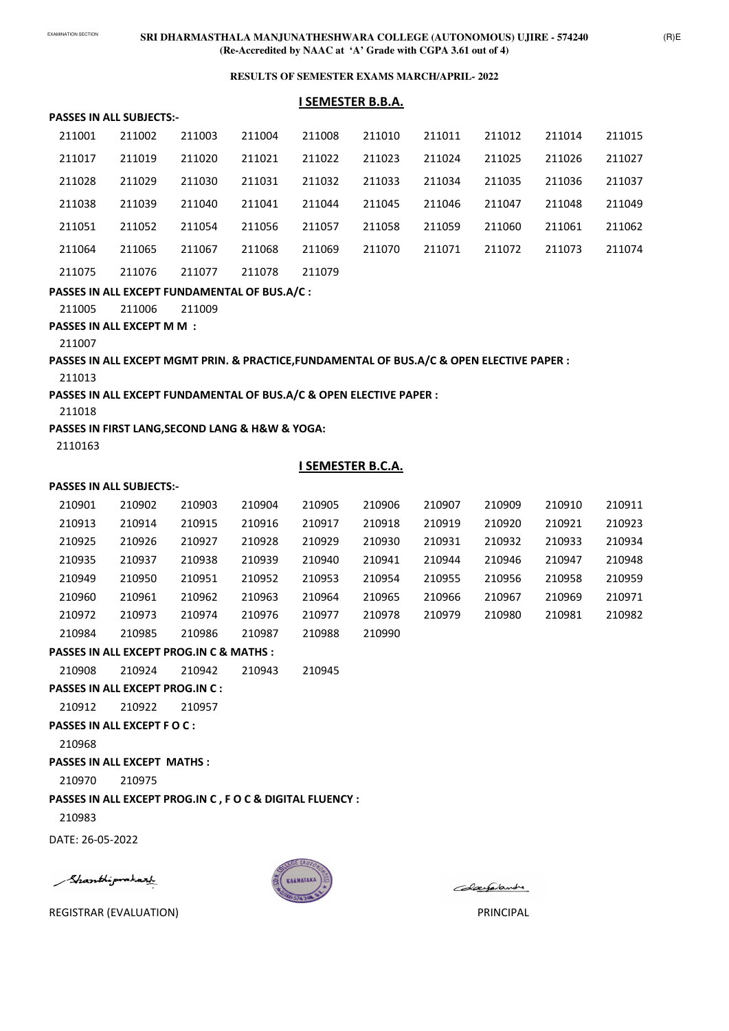SRI DHARMASTHALA MANJUNATHESHWARA COLLEGE (AUTONOMOUS) UJIRE - 574240
(Re-Accredited by NAAC at 'A' Grade with CGPA 3.61 out of 4)

RESULTS OF SEMESTER EXAMS MARCH/APRIL- 2022

## I SEMESTER B.B.A.

**PASSES IN ALL SUBJECTS:-**

| | | | | | | | | | |
|---|---|---|---|---|---|---|---|---|---|
| 211001 | 211002 | 211003 | 211004 | 211008 | 211010 | 211011 | 211012 | 211014 | 211015 |
| 211017 | 211019 | 211020 | 211021 | 211022 | 211023 | 211024 | 211025 | 211026 | 211027 |
| 211028 | 211029 | 211030 | 211031 | 211032 | 211033 | 211034 | 211035 | 211036 | 211037 |
| 211038 | 211039 | 211040 | 211041 | 211044 | 211045 | 211046 | 211047 | 211048 | 211049 |
| 211051 | 211052 | 211054 | 211056 | 211057 | 211058 | 211059 | 211060 | 211061 | 211062 |
| 211064 | 211065 | 211067 | 211068 | 211069 | 211070 | 211071 | 211072 | 211073 | 211074 |
| 211075 | 211076 | 211077 | 211078 | 211079 | | | | | |

**PASSES IN ALL EXCEPT FUNDAMENTAL OF BUS.A/C :**

211005 211006 211009

**PASSES IN ALL EXCEPT M M :**

211007

**PASSES IN ALL EXCEPT MGMT PRIN. & PRACTICE,FUNDAMENTAL OF BUS.A/C & OPEN ELECTIVE PAPER :**

211013

**PASSES IN ALL EXCEPT FUNDAMENTAL OF BUS.A/C & OPEN ELECTIVE PAPER :**

211018

**PASSES IN FIRST LANG,SECOND LANG & H&W & YOGA:**

2110163

## I SEMESTER B.C.A.

**PASSES IN ALL SUBJECTS:-**

| | | | | | | | | | |
|---|---|---|---|---|---|---|---|---|---|
| 210901 | 210902 | 210903 | 210904 | 210905 | 210906 | 210907 | 210909 | 210910 | 210911 |
| 210913 | 210914 | 210915 | 210916 | 210917 | 210918 | 210919 | 210920 | 210921 | 210923 |
| 210925 | 210926 | 210927 | 210928 | 210929 | 210930 | 210931 | 210932 | 210933 | 210934 |
| 210935 | 210937 | 210938 | 210939 | 210940 | 210941 | 210944 | 210946 | 210947 | 210948 |
| 210949 | 210950 | 210951 | 210952 | 210953 | 210954 | 210955 | 210956 | 210958 | 210959 |
| 210960 | 210961 | 210962 | 210963 | 210964 | 210965 | 210966 | 210967 | 210969 | 210971 |
| 210972 | 210973 | 210974 | 210976 | 210977 | 210978 | 210979 | 210980 | 210981 | 210982 |
| 210984 | 210985 | 210986 | 210987 | 210988 | 210990 | | | | |

**PASSES IN ALL EXCEPT PROG.IN C & MATHS :**

210908 210924 210942 210943 210945

**PASSES IN ALL EXCEPT PROG.IN C :**

210912 210922 210957

**PASSES IN ALL EXCEPT F O C :**

210968

**PASSES IN ALL EXCEPT MATHS :**

210970 210975

**PASSES IN ALL EXCEPT PROG.IN C , F O C & DIGITAL FLUENCY :**

210983

DATE: 26-05-2022

REGISTRAR (EVALUATION) PRINCIPAL